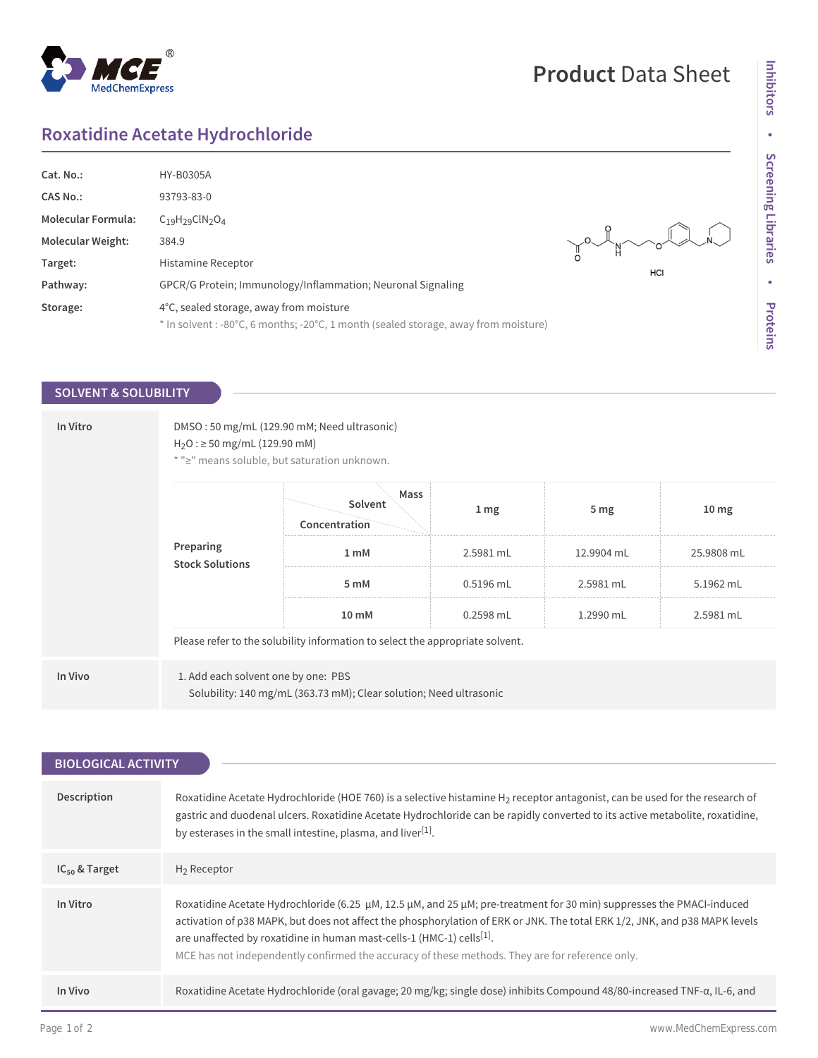# Product Data Sheet

## Roxatidine Acetate Hydrochloride

| | |
|---|---|
| **Cat. No.:** | HY-B0305A |
| **CAS No.:** | 93793-83-0 |
| **Molecular Formula:** | $C_{19}H_{29}ClN_2O_4$ |
| **Molecular Weight:** | 384.9 |
| **Target:** | Histamine Receptor |
| **Pathway:** | GPCR/G Protein; Immunology/Inflammation; Neuronal Signaling |
| **Storage:** | 4°C, sealed storage, away from moisture<br>* In solvent : -80°C, 6 months; -20°C, 1 month (sealed storage, away from moisture) |

HCl

## SOLVENT & SOLUBILITY

**In Vitro**

DMSO : 50 mg/mL (129.90 mM; Need ultrasonic)
$H_2O$ : ≥ 50 mg/mL (129.90 mM)
* "≥" means soluble, but saturation unknown.

**Preparing Stock Solutions**

| Solvent Concentration / Mass | 1 mg | 5 mg | 10 mg |
|---|---|---|---|
| 1 mM | 2.5981 mL | 12.9904 mL | 25.9808 mL |
| 5 mM | 0.5196 mL | 2.5981 mL | 5.1962 mL |
| 10 mM | 0.2598 mL | 1.2990 mL | 2.5981 mL |

Please refer to the solubility information to select the appropriate solvent.

**In Vivo**

1. Add each solvent one by one: PBS
   Solubility: 140 mg/mL (363.73 mM); Clear solution; Need ultrasonic

## BIOLOGICAL ACTIVITY

**Description**

Roxatidine Acetate Hydrochloride (HOE 760) is a selective histamine $H_2$ receptor antagonist, can be used for the research of gastric and duodenal ulcers. Roxatidine Acetate Hydrochloride can be rapidly converted to its active metabolite, roxatidine, by esterases in the small intestine, plasma, and liver[1].

**$IC_{50}$ & Target**

$H_2$ Receptor

**In Vitro**

Roxatidine Acetate Hydrochloride (6.25 µM, 12.5 µM, and 25 µM; pre-treatment for 30 min) suppresses the PMACI-induced activation of p38 MAPK, but does not affect the phosphorylation of ERK or JNK. The total ERK 1/2, JNK, and p38 MAPK levels are unaffected by roxatidine in human mast-cells-1 (HMC-1) cells[1].

MCE has not independently confirmed the accuracy of these methods. They are for reference only.

**In Vivo**

Roxatidine Acetate Hydrochloride (oral gavage; 20 mg/kg; single dose) inhibits Compound 48/80-increased TNF-α, IL-6, and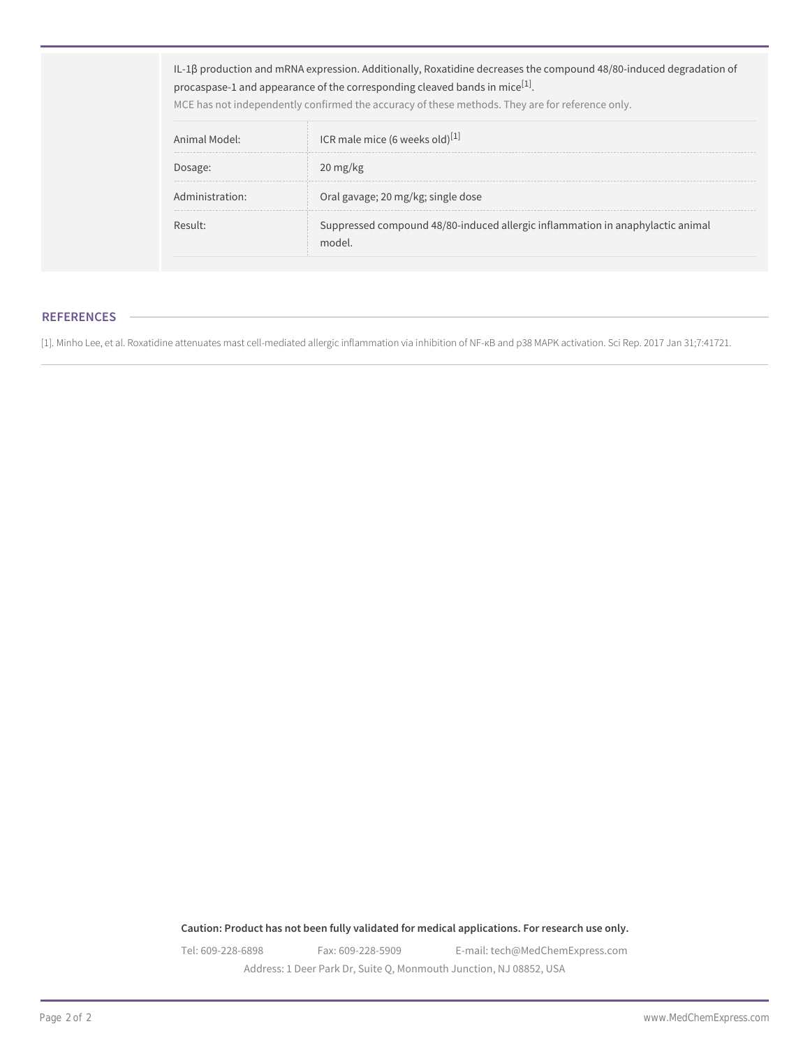IL-1β production and mRNA expression. Additionally, Roxatidine decreases the compound 48/80-induced degradation of procaspase-1 and appearance of the corresponding cleaved bands in mice[1].

MCE has not independently confirmed the accuracy of these methods. They are for reference only.

| | |
|---|---|
| Animal Model: | ICR male mice (6 weeks old)[1] |
| Dosage: | 20 mg/kg |
| Administration: | Oral gavage; 20 mg/kg; single dose |
| Result: | Suppressed compound 48/80-induced allergic inflammation in anaphylactic animal model. |

## REFERENCES

[1]. Minho Lee, et al. Roxatidine attenuates mast cell-mediated allergic inflammation via inhibition of NF-κB and p38 MAPK activation. Sci Rep. 2017 Jan 31;7:41721.

**Caution: Product has not been fully validated for medical applications. For research use only.**

Tel: 609-228-6898 Fax: 609-228-5909 E-mail: tech@MedChemExpress.com

Address: 1 Deer Park Dr, Suite Q, Monmouth Junction, NJ 08852, USA